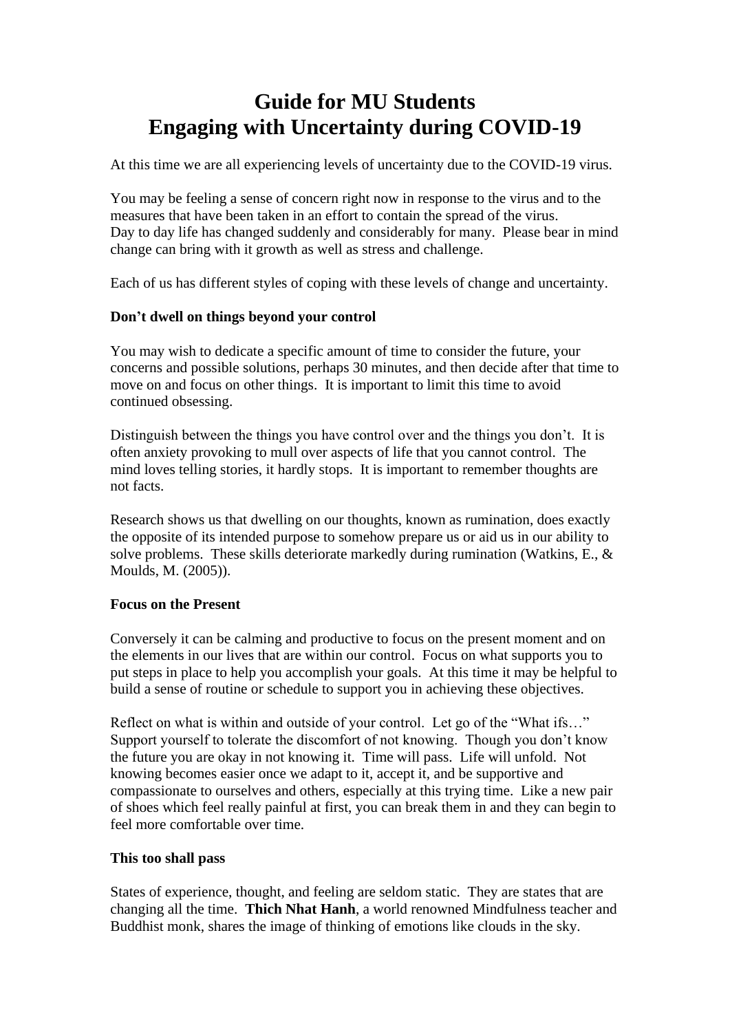# Guide for MU Students
# Engaging with Uncertainty during COVID-19

At this time we are all experiencing levels of uncertainty due to the COVID-19 virus.

You may be feeling a sense of concern right now in response to the virus and to the measures that have been taken in an effort to contain the spread of the virus. Day to day life has changed suddenly and considerably for many. Please bear in mind change can bring with it growth as well as stress and challenge.

Each of us has different styles of coping with these levels of change and uncertainty.

**Don't dwell on things beyond your control**

You may wish to dedicate a specific amount of time to consider the future, your concerns and possible solutions, perhaps 30 minutes, and then decide after that time to move on and focus on other things. It is important to limit this time to avoid continued obsessing.

Distinguish between the things you have control over and the things you don't. It is often anxiety provoking to mull over aspects of life that you cannot control. The mind loves telling stories, it hardly stops. It is important to remember thoughts are not facts.

Research shows us that dwelling on our thoughts, known as rumination, does exactly the opposite of its intended purpose to somehow prepare us or aid us in our ability to solve problems. These skills deteriorate markedly during rumination (Watkins, E., & Moulds, M. (2005)).

**Focus on the Present**

Conversely it can be calming and productive to focus on the present moment and on the elements in our lives that are within our control. Focus on what supports you to put steps in place to help you accomplish your goals. At this time it may be helpful to build a sense of routine or schedule to support you in achieving these objectives.

Reflect on what is within and outside of your control. Let go of the "What ifs…" Support yourself to tolerate the discomfort of not knowing. Though you don't know the future you are okay in not knowing it. Time will pass. Life will unfold. Not knowing becomes easier once we adapt to it, accept it, and be supportive and compassionate to ourselves and others, especially at this trying time. Like a new pair of shoes which feel really painful at first, you can break them in and they can begin to feel more comfortable over time.

**This too shall pass**

States of experience, thought, and feeling are seldom static. They are states that are changing all the time. **Thich Nhat Hanh**, a world renowned Mindfulness teacher and Buddhist monk, shares the image of thinking of emotions like clouds in the sky.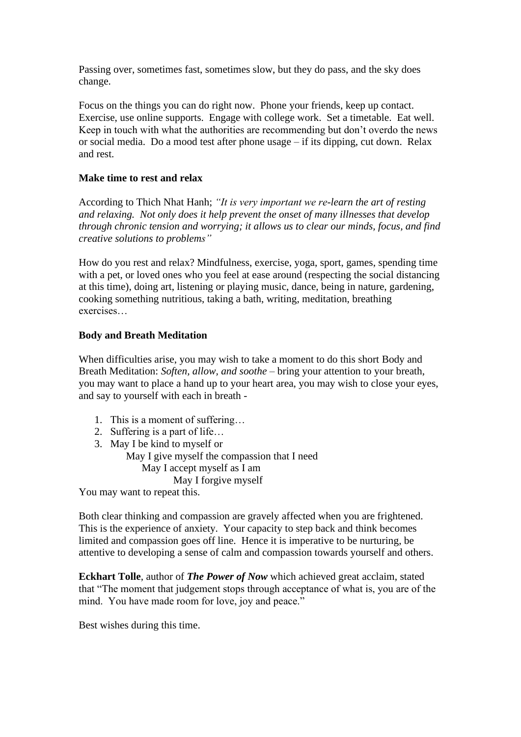Passing over, sometimes fast, sometimes slow, but they do pass, and the sky does change.

Focus on the things you can do right now. Phone your friends, keep up contact. Exercise, use online supports. Engage with college work. Set a timetable. Eat well. Keep in touch with what the authorities are recommending but don't overdo the news or social media. Do a mood test after phone usage – if its dipping, cut down. Relax and rest.

**Make time to rest and relax**

According to Thich Nhat Hanh; *"It is very important we re-learn the art of resting and relaxing. Not only does it help prevent the onset of many illnesses that develop through chronic tension and worrying; it allows us to clear our minds, focus, and find creative solutions to problems"*

How do you rest and relax? Mindfulness, exercise, yoga, sport, games, spending time with a pet, or loved ones who you feel at ease around (respecting the social distancing at this time), doing art, listening or playing music, dance, being in nature, gardening, cooking something nutritious, taking a bath, writing, meditation, breathing exercises…

**Body and Breath Meditation**

When difficulties arise, you may wish to take a moment to do this short Body and Breath Meditation: *Soften, allow, and soothe* – bring your attention to your breath, you may want to place a hand up to your heart area, you may wish to close your eyes, and say to yourself with each in breath -

1. This is a moment of suffering…
2. Suffering is a part of life…
3. May I be kind to myself or
   May I give myself the compassion that I need
   May I accept myself as I am
   May I forgive myself

You may want to repeat this.

Both clear thinking and compassion are gravely affected when you are frightened. This is the experience of anxiety. Your capacity to step back and think becomes limited and compassion goes off line. Hence it is imperative to be nurturing, be attentive to developing a sense of calm and compassion towards yourself and others.

**Eckhart Tolle**, author of ***The Power of Now*** which achieved great acclaim, stated that "The moment that judgement stops through acceptance of what is, you are of the mind. You have made room for love, joy and peace."

Best wishes during this time.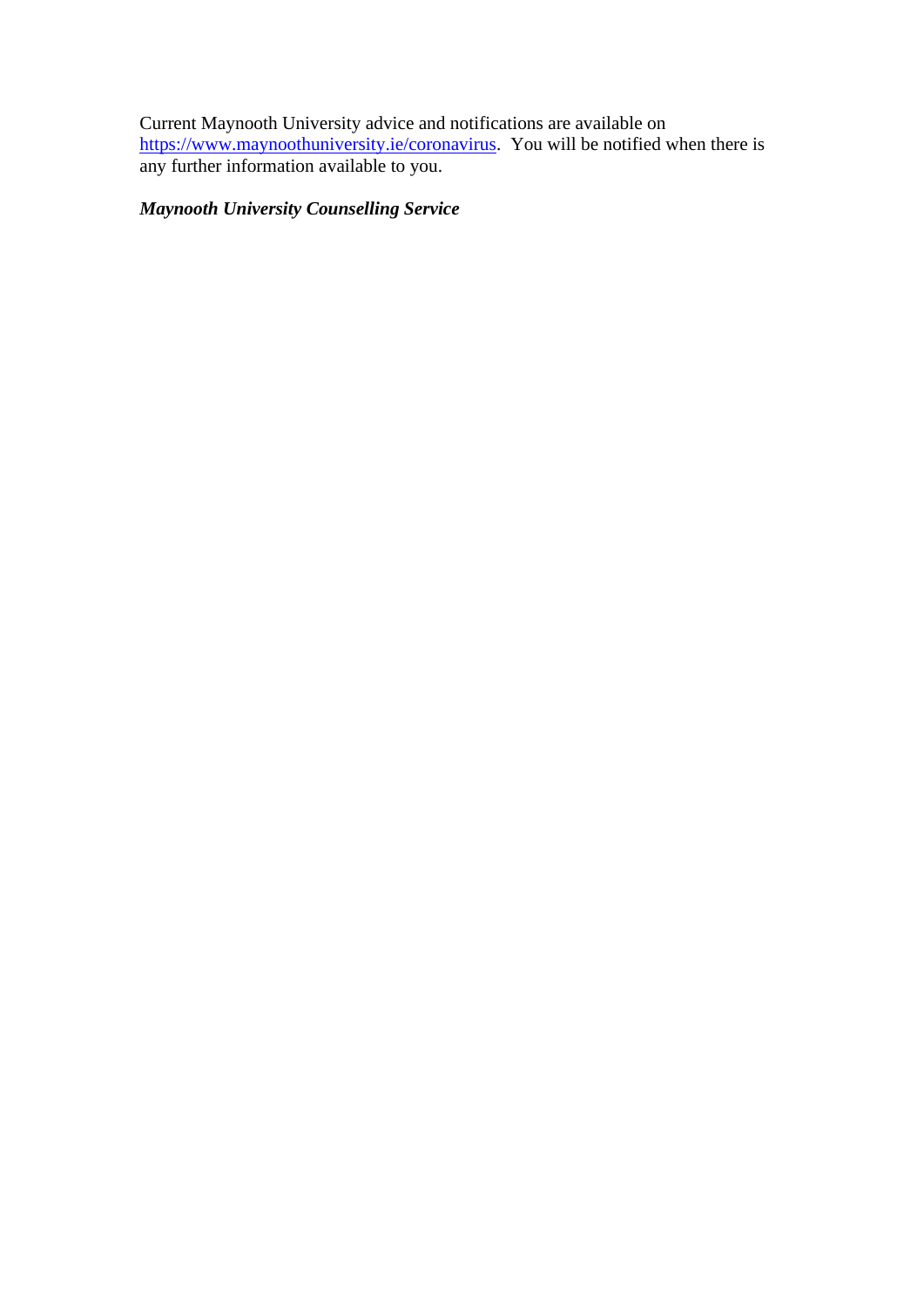Current Maynooth University advice and notifications are available on https://www.maynoothuniversity.ie/coronavirus. You will be notified when there is any further information available to you.

***Maynooth University Counselling Service***